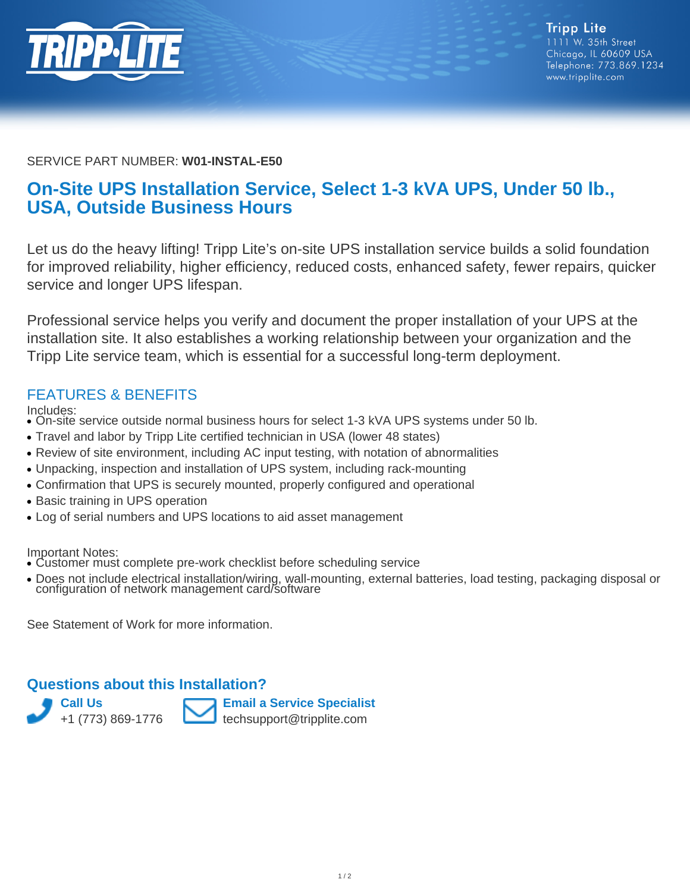Tripp Lite
1111 W. 35th Street
Chicago, IL 60609 USA
Telephone: 773.869.1234
www.tripplite.com

SERVICE PART NUMBER: **W01-INSTAL-E50**

# On-Site UPS Installation Service, Select 1-3 kVA UPS, Under 50 lb., USA, Outside Business Hours

Let us do the heavy lifting! Tripp Lite's on-site UPS installation service builds a solid foundation for improved reliability, higher efficiency, reduced costs, enhanced safety, fewer repairs, quicker service and longer UPS lifespan.

Professional service helps you verify and document the proper installation of your UPS at the installation site. It also establishes a working relationship between your organization and the Tripp Lite service team, which is essential for a successful long-term deployment.

## FEATURES & BENEFITS

Includes:

- On-site service outside normal business hours for select 1-3 kVA UPS systems under 50 lb.
- Travel and labor by Tripp Lite certified technician in USA (lower 48 states)
- Review of site environment, including AC input testing, with notation of abnormalities
- Unpacking, inspection and installation of UPS system, including rack-mounting
- Confirmation that UPS is securely mounted, properly configured and operational
- Basic training in UPS operation
- Log of serial numbers and UPS locations to aid asset management

Important Notes:

- Customer must complete pre-work checklist before scheduling service
- Does not include electrical installation/wiring, wall-mounting, external batteries, load testing, packaging disposal or configuration of network management card/software

See Statement of Work for more information.

## Questions about this Installation?

**Call Us**
+1 (773) 869-1776

**Email a Service Specialist**
techsupport@tripplite.com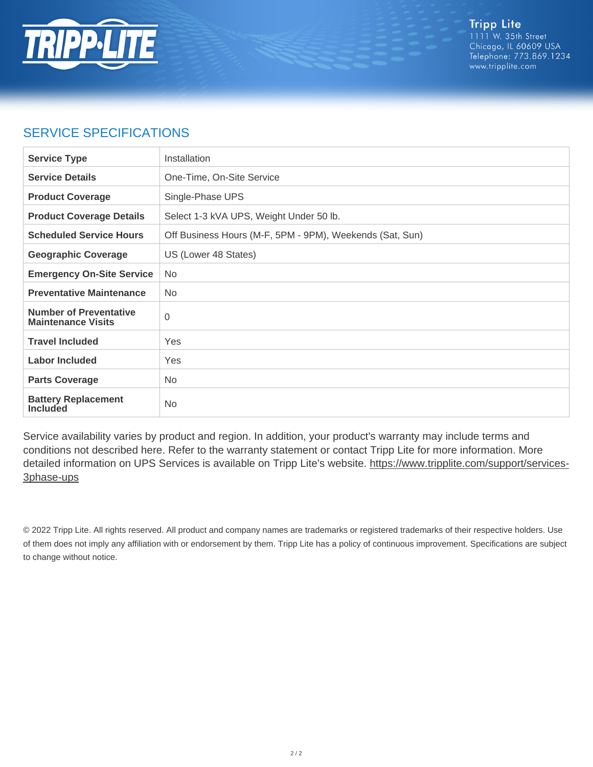Tripp Lite
1111 W. 35th Street
Chicago, IL 60609 USA
Telephone: 773.869.1234
www.tripplite.com

## SERVICE SPECIFICATIONS

| | |
|---|---|
| **Service Type** | Installation |
| **Service Details** | One-Time, On-Site Service |
| **Product Coverage** | Single-Phase UPS |
| **Product Coverage Details** | Select 1-3 kVA UPS, Weight Under 50 lb. |
| **Scheduled Service Hours** | Off Business Hours (M-F, 5PM - 9PM), Weekends (Sat, Sun) |
| **Geographic Coverage** | US (Lower 48 States) |
| **Emergency On-Site Service** | No |
| **Preventative Maintenance** | No |
| **Number of Preventative Maintenance Visits** | 0 |
| **Travel Included** | Yes |
| **Labor Included** | Yes |
| **Parts Coverage** | No |
| **Battery Replacement Included** | No |

Service availability varies by product and region. In addition, your product's warranty may include terms and conditions not described here. Refer to the warranty statement or contact Tripp Lite for more information. More detailed information on UPS Services is available on Tripp Lite's website. https://www.tripplite.com/support/services-3phase-ups

© 2022 Tripp Lite. All rights reserved. All product and company names are trademarks or registered trademarks of their respective holders. Use of them does not imply any affiliation with or endorsement by them. Tripp Lite has a policy of continuous improvement. Specifications are subject to change without notice.